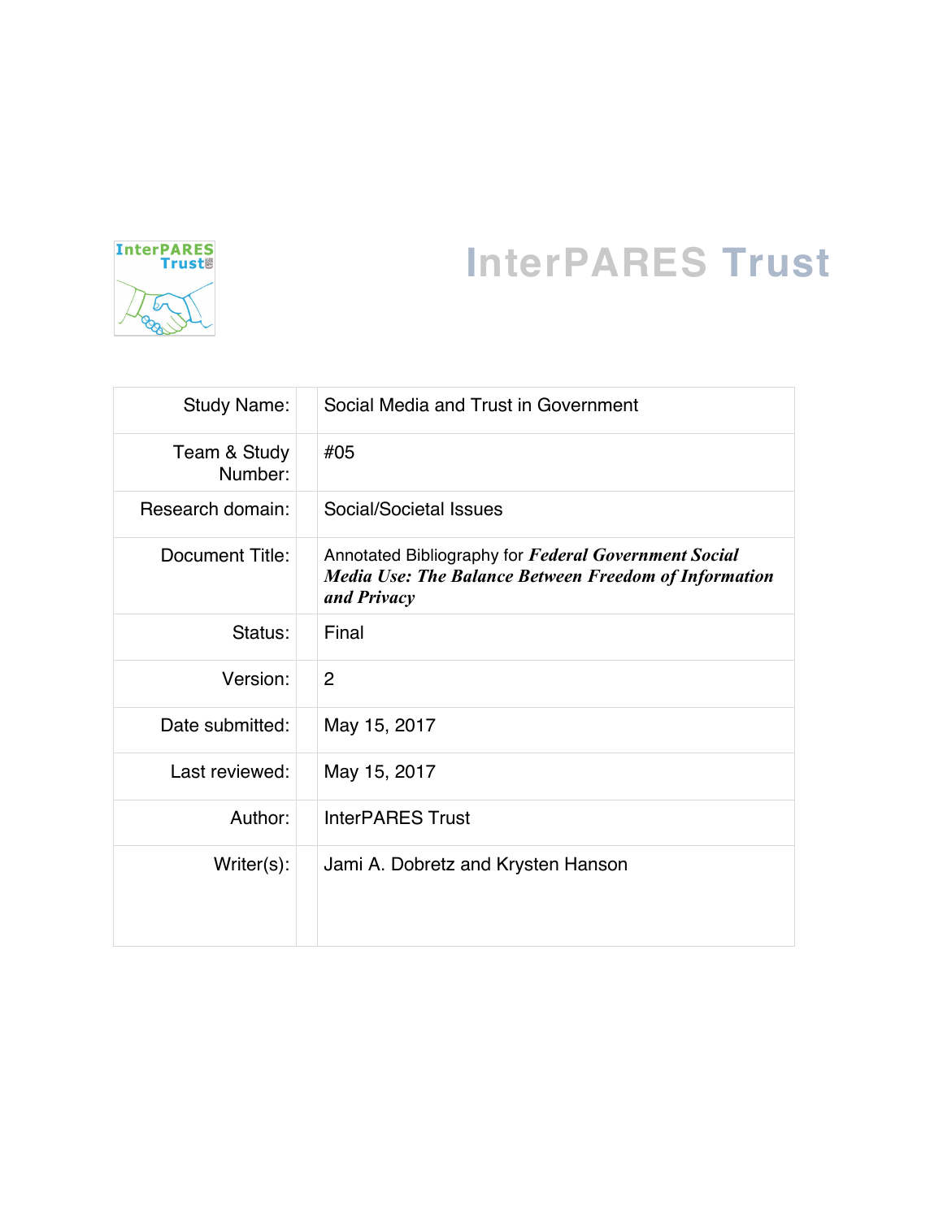# InterPARES Trust

| | |
|---|---|
| Study Name: | Social Media and Trust in Government |
| Team & Study Number: | #05 |
| Research domain: | Social/Societal Issues |
| Document Title: | Annotated Bibliography for ***Federal Government Social Media Use: The Balance Between Freedom of Information and Privacy*** |
| Status: | Final |
| Version: | 2 |
| Date submitted: | May 15, 2017 |
| Last reviewed: | May 15, 2017 |
| Author: | InterPARES Trust |
| Writer(s): | Jami A. Dobretz and Krysten Hanson |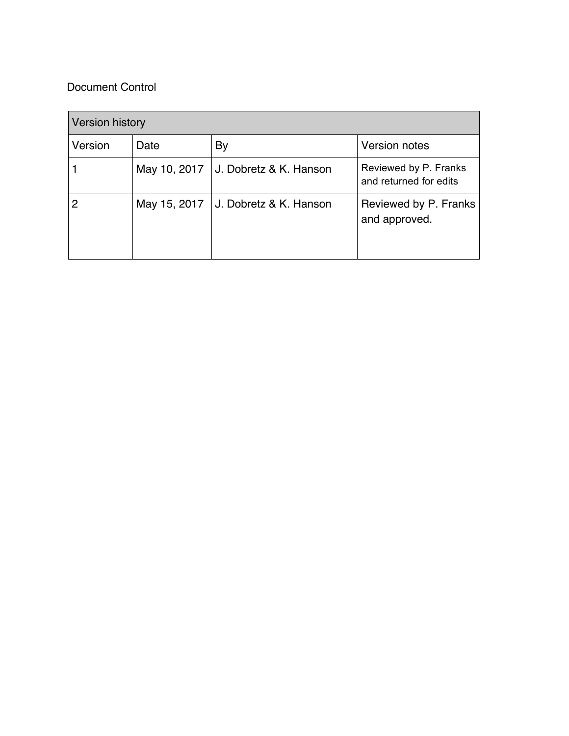Document Control

| Version history | | | |
| --- | --- | --- | --- |
| Version | Date | By | Version notes |
| 1 | May 10, 2017 | J. Dobretz & K. Hanson | Reviewed by P. Franks and returned for edits |
| 2 | May 15, 2017 | J. Dobretz & K. Hanson | Reviewed by P. Franks and approved. |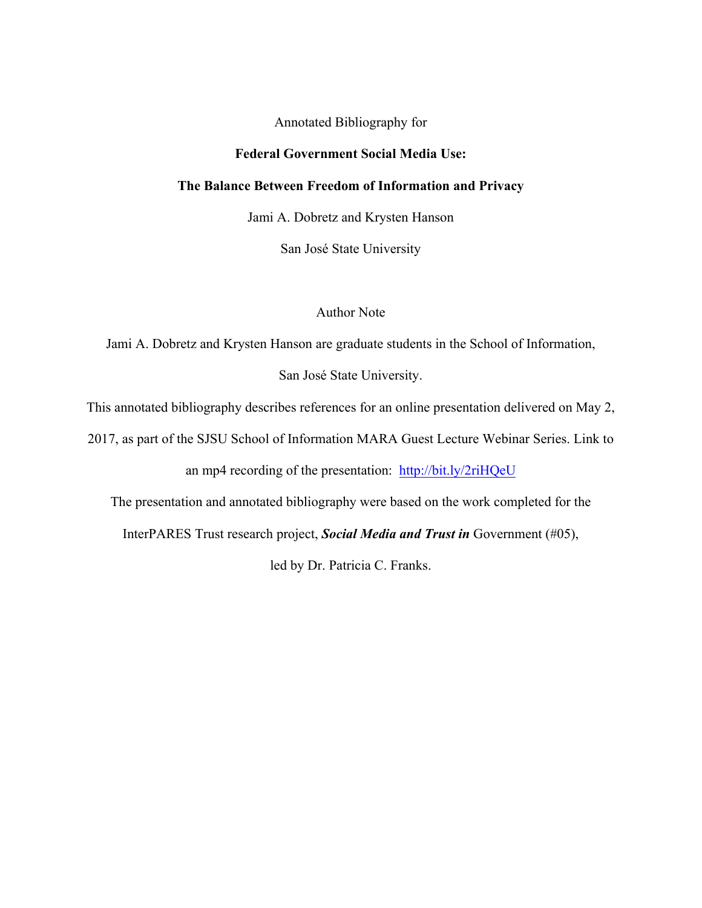Annotated Bibliography for

**Federal Government Social Media Use:**

**The Balance Between Freedom of Information and Privacy**

Jami A. Dobretz and Krysten Hanson

San José State University

Author Note

Jami A. Dobretz and Krysten Hanson are graduate students in the School of Information, San José State University.

This annotated bibliography describes references for an online presentation delivered on May 2, 2017, as part of the SJSU School of Information MARA Guest Lecture Webinar Series. Link to an mp4 recording of the presentation: http://bit.ly/2riHQeU

The presentation and annotated bibliography were based on the work completed for the InterPARES Trust research project, ***Social Media and Trust in*** Government (#05), led by Dr. Patricia C. Franks.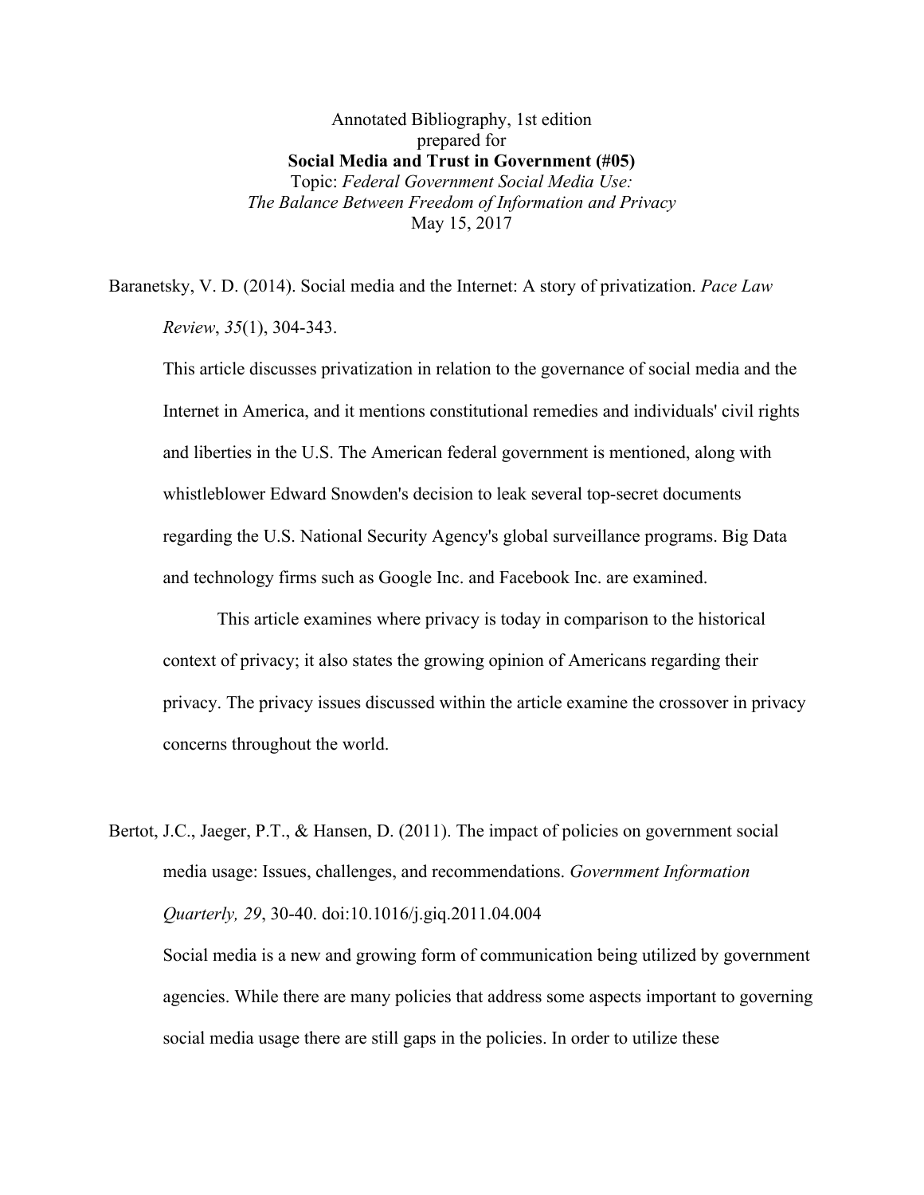Annotated Bibliography, 1st edition
prepared for
**Social Media and Trust in Government (#05)**
Topic: *Federal Government Social Media Use: The Balance Between Freedom of Information and Privacy*
May 15, 2017

Baranetsky, V. D. (2014). Social media and the Internet: A story of privatization. *Pace Law Review*, *35*(1), 304-343.

This article discusses privatization in relation to the governance of social media and the Internet in America, and it mentions constitutional remedies and individuals' civil rights and liberties in the U.S. The American federal government is mentioned, along with whistleblower Edward Snowden's decision to leak several top-secret documents regarding the U.S. National Security Agency's global surveillance programs. Big Data and technology firms such as Google Inc. and Facebook Inc. are examined.

This article examines where privacy is today in comparison to the historical context of privacy; it also states the growing opinion of Americans regarding their privacy. The privacy issues discussed within the article examine the crossover in privacy concerns throughout the world.

Bertot, J.C., Jaeger, P.T., & Hansen, D. (2011). The impact of policies on government social media usage: Issues, challenges, and recommendations. *Government Information Quarterly, 29*, 30-40. doi:10.1016/j.giq.2011.04.004

Social media is a new and growing form of communication being utilized by government agencies. While there are many policies that address some aspects important to governing social media usage there are still gaps in the policies. In order to utilize these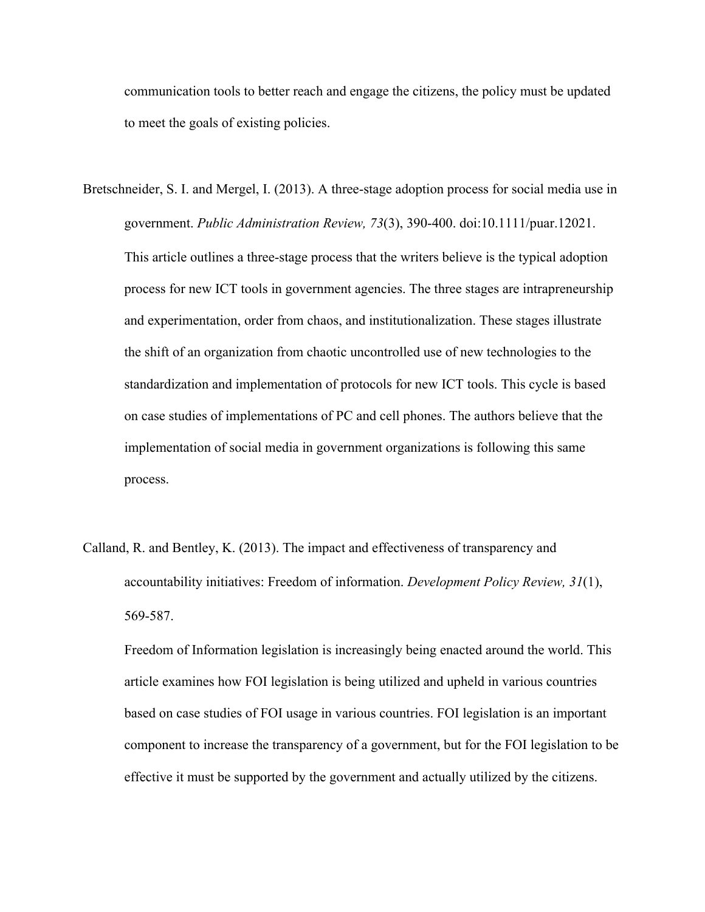communication tools to better reach and engage the citizens, the policy must be updated to meet the goals of existing policies.

Bretschneider, S. I. and Mergel, I. (2013). A three-stage adoption process for social media use in government. *Public Administration Review, 73*(3), 390-400. doi:10.1111/puar.12021.

This article outlines a three-stage process that the writers believe is the typical adoption process for new ICT tools in government agencies. The three stages are intrapreneurship and experimentation, order from chaos, and institutionalization. These stages illustrate the shift of an organization from chaotic uncontrolled use of new technologies to the standardization and implementation of protocols for new ICT tools. This cycle is based on case studies of implementations of PC and cell phones. The authors believe that the implementation of social media in government organizations is following this same process.

Calland, R. and Bentley, K. (2013). The impact and effectiveness of transparency and accountability initiatives: Freedom of information. *Development Policy Review, 31*(1), 569-587.

Freedom of Information legislation is increasingly being enacted around the world. This article examines how FOI legislation is being utilized and upheld in various countries based on case studies of FOI usage in various countries. FOI legislation is an important component to increase the transparency of a government, but for the FOI legislation to be effective it must be supported by the government and actually utilized by the citizens.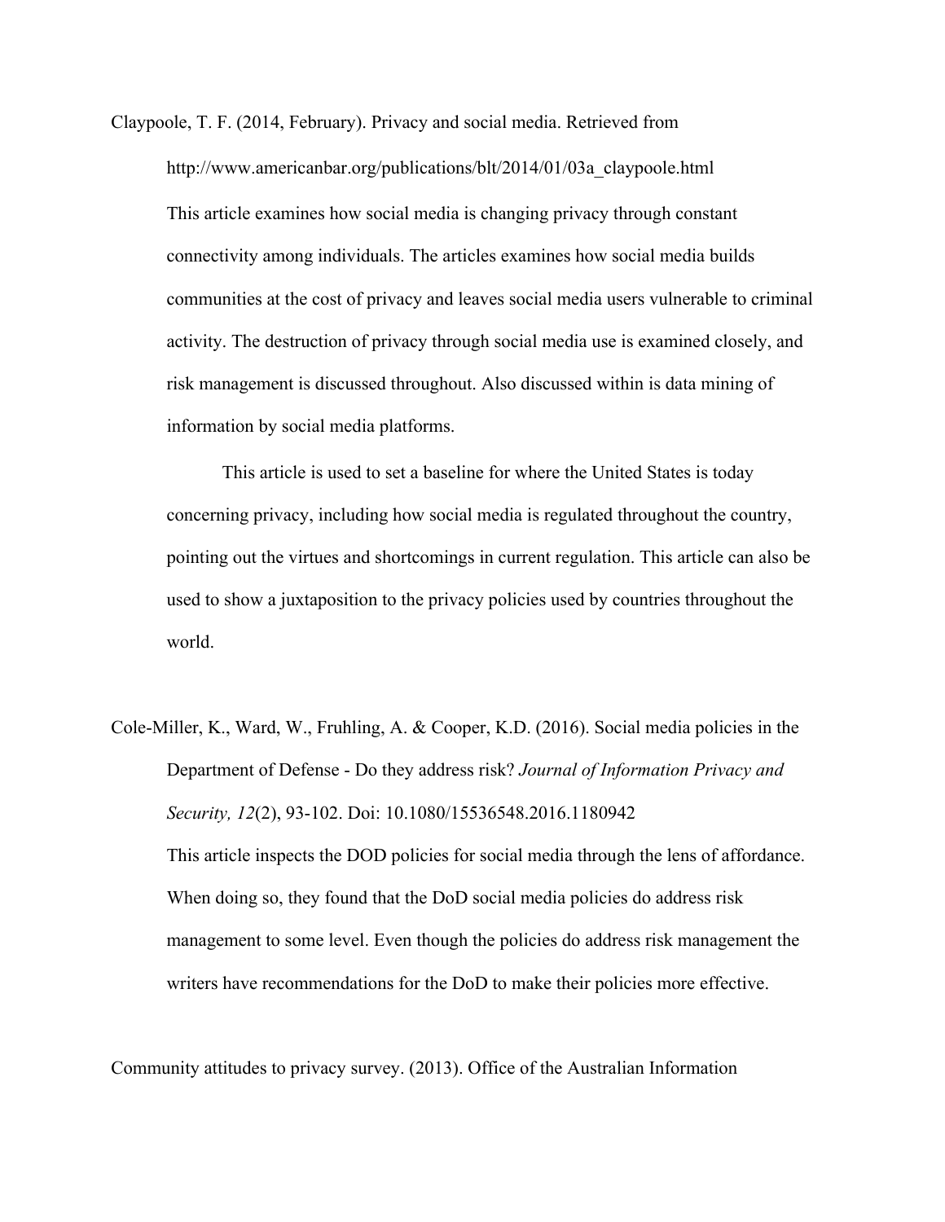Claypoole, T. F. (2014, February). Privacy and social media. Retrieved from http://www.americanbar.org/publications/blt/2014/01/03a_claypoole.html

This article examines how social media is changing privacy through constant connectivity among individuals. The articles examines how social media builds communities at the cost of privacy and leaves social media users vulnerable to criminal activity. The destruction of privacy through social media use is examined closely, and risk management is discussed throughout. Also discussed within is data mining of information by social media platforms.

This article is used to set a baseline for where the United States is today concerning privacy, including how social media is regulated throughout the country, pointing out the virtues and shortcomings in current regulation. This article can also be used to show a juxtaposition to the privacy policies used by countries throughout the world.

Cole-Miller, K., Ward, W., Fruhling, A. & Cooper, K.D. (2016). Social media policies in the Department of Defense - Do they address risk? *Journal of Information Privacy and Security, 12*(2), 93-102. Doi: 10.1080/15536548.2016.1180942

This article inspects the DOD policies for social media through the lens of affordance. When doing so, they found that the DoD social media policies do address risk management to some level. Even though the policies do address risk management the writers have recommendations for the DoD to make their policies more effective.

Community attitudes to privacy survey. (2013). Office of the Australian Information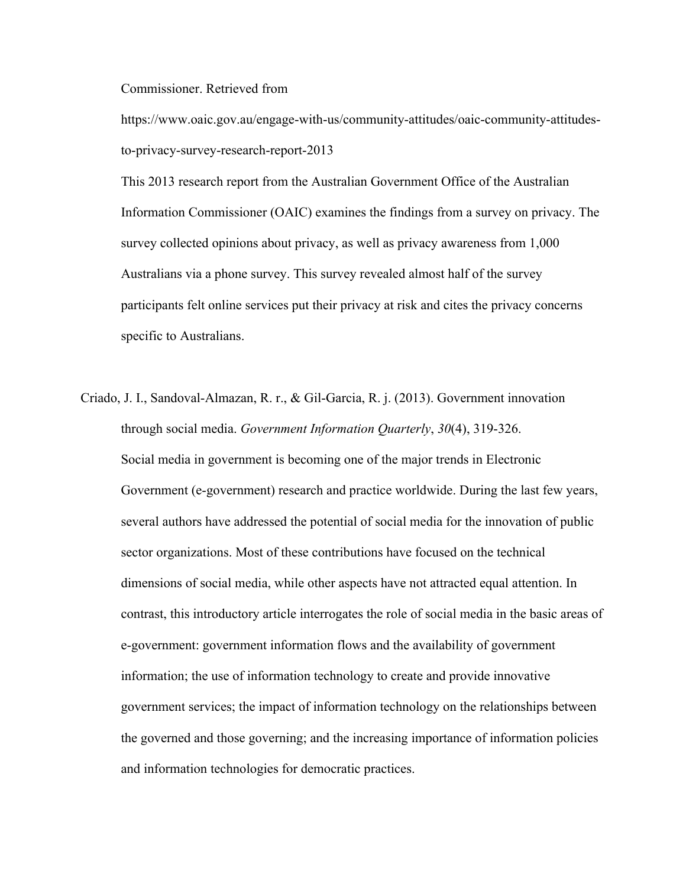Commissioner. Retrieved from https://www.oaic.gov.au/engage-with-us/community-attitudes/oaic-community-attitudes-to-privacy-survey-research-report-2013

This 2013 research report from the Australian Government Office of the Australian Information Commissioner (OAIC) examines the findings from a survey on privacy. The survey collected opinions about privacy, as well as privacy awareness from 1,000 Australians via a phone survey. This survey revealed almost half of the survey participants felt online services put their privacy at risk and cites the privacy concerns specific to Australians.

Criado, J. I., Sandoval-Almazan, R. r., & Gil-Garcia, R. j. (2013). Government innovation through social media. *Government Information Quarterly*, *30*(4), 319-326.

Social media in government is becoming one of the major trends in Electronic Government (e-government) research and practice worldwide. During the last few years, several authors have addressed the potential of social media for the innovation of public sector organizations. Most of these contributions have focused on the technical dimensions of social media, while other aspects have not attracted equal attention. In contrast, this introductory article interrogates the role of social media in the basic areas of e-government: government information flows and the availability of government information; the use of information technology to create and provide innovative government services; the impact of information technology on the relationships between the governed and those governing; and the increasing importance of information policies and information technologies for democratic practices.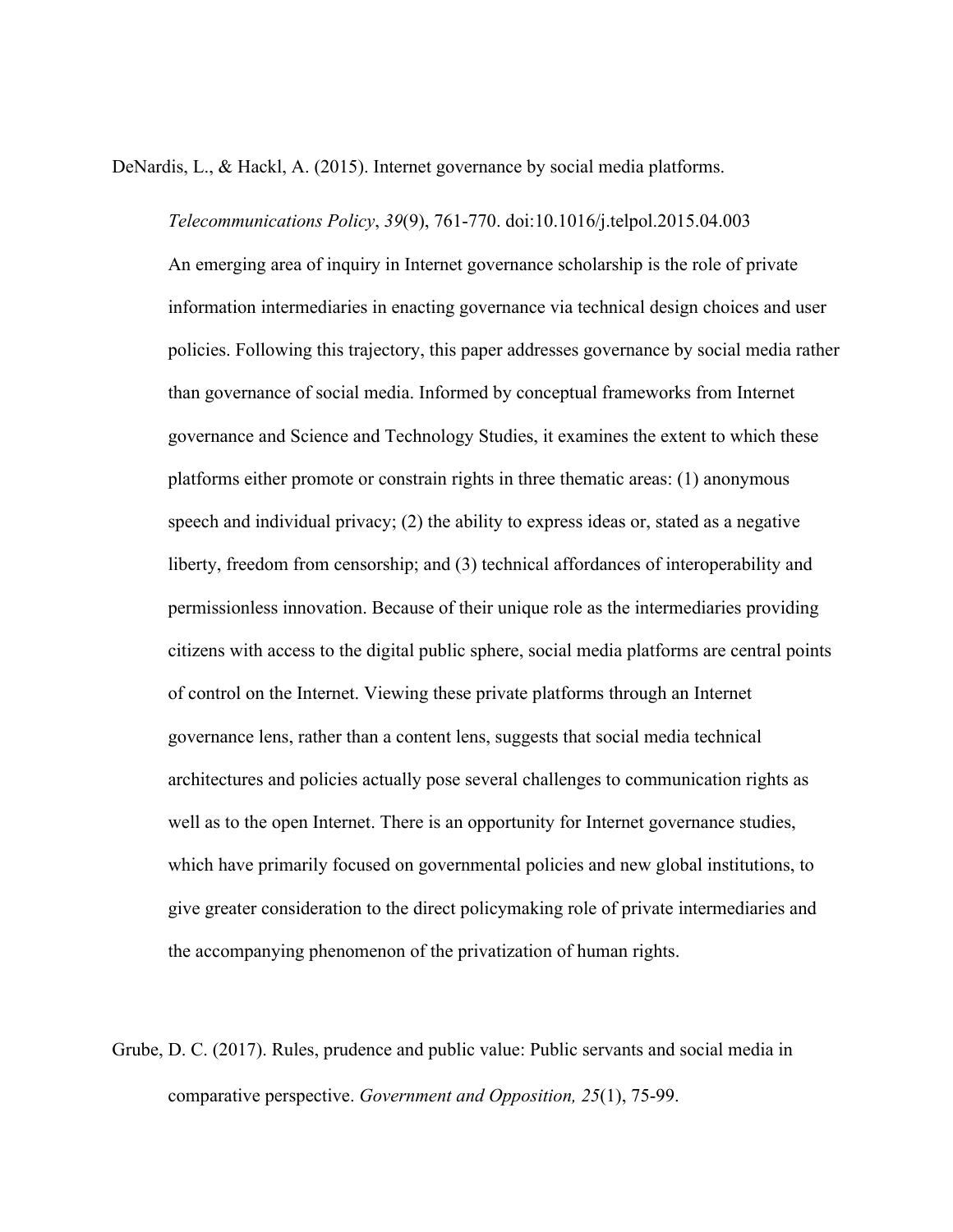DeNardis, L., & Hackl, A. (2015). Internet governance by social media platforms. *Telecommunications Policy*, *39*(9), 761-770. doi:10.1016/j.telpol.2015.04.003

An emerging area of inquiry in Internet governance scholarship is the role of private information intermediaries in enacting governance via technical design choices and user policies. Following this trajectory, this paper addresses governance by social media rather than governance of social media. Informed by conceptual frameworks from Internet governance and Science and Technology Studies, it examines the extent to which these platforms either promote or constrain rights in three thematic areas: (1) anonymous speech and individual privacy; (2) the ability to express ideas or, stated as a negative liberty, freedom from censorship; and (3) technical affordances of interoperability and permissionless innovation. Because of their unique role as the intermediaries providing citizens with access to the digital public sphere, social media platforms are central points of control on the Internet. Viewing these private platforms through an Internet governance lens, rather than a content lens, suggests that social media technical architectures and policies actually pose several challenges to communication rights as well as to the open Internet. There is an opportunity for Internet governance studies, which have primarily focused on governmental policies and new global institutions, to give greater consideration to the direct policymaking role of private intermediaries and the accompanying phenomenon of the privatization of human rights.

Grube, D. C. (2017). Rules, prudence and public value: Public servants and social media in comparative perspective. *Government and Opposition, 25*(1), 75-99.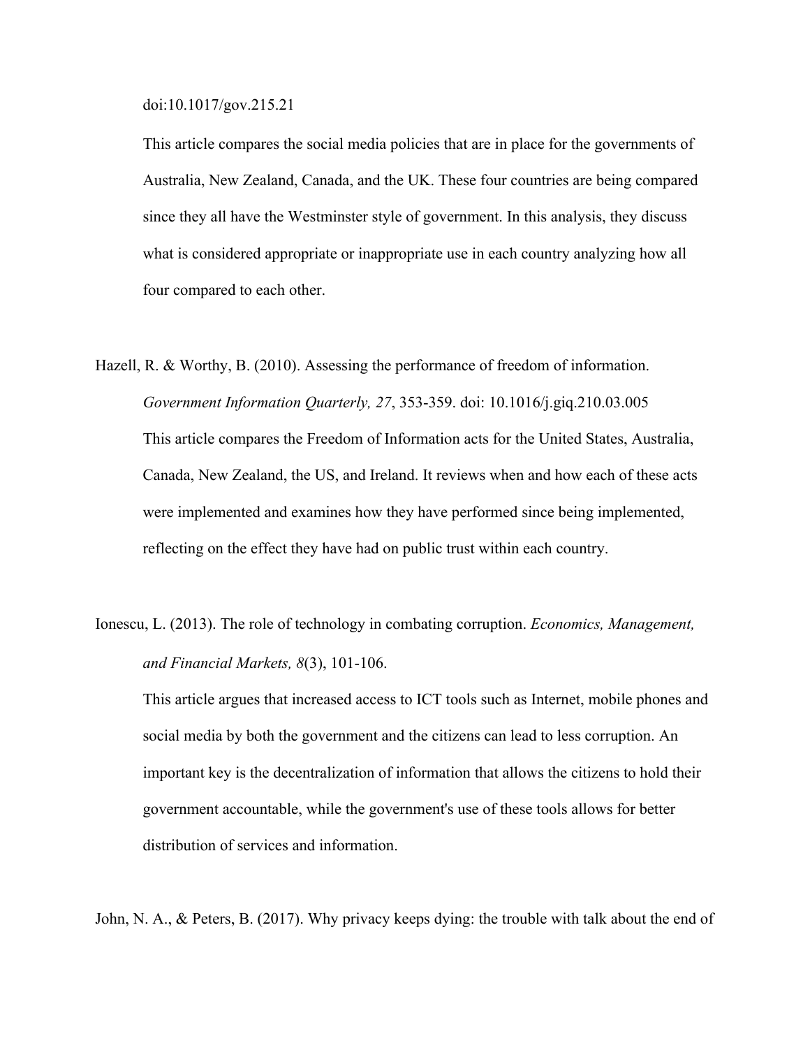doi:10.1017/gov.215.21

This article compares the social media policies that are in place for the governments of Australia, New Zealand, Canada, and the UK. These four countries are being compared since they all have the Westminster style of government. In this analysis, they discuss what is considered appropriate or inappropriate use in each country analyzing how all four compared to each other.

Hazell, R. & Worthy, B. (2010). Assessing the performance of freedom of information. *Government Information Quarterly, 27*, 353-359. doi: 10.1016/j.giq.210.03.005

This article compares the Freedom of Information acts for the United States, Australia, Canada, New Zealand, the US, and Ireland. It reviews when and how each of these acts were implemented and examines how they have performed since being implemented, reflecting on the effect they have had on public trust within each country.

Ionescu, L. (2013). The role of technology in combating corruption. *Economics, Management, and Financial Markets, 8*(3), 101-106.

This article argues that increased access to ICT tools such as Internet, mobile phones and social media by both the government and the citizens can lead to less corruption. An important key is the decentralization of information that allows the citizens to hold their government accountable, while the government's use of these tools allows for better distribution of services and information.

John, N. A., & Peters, B. (2017). Why privacy keeps dying: the trouble with talk about the end of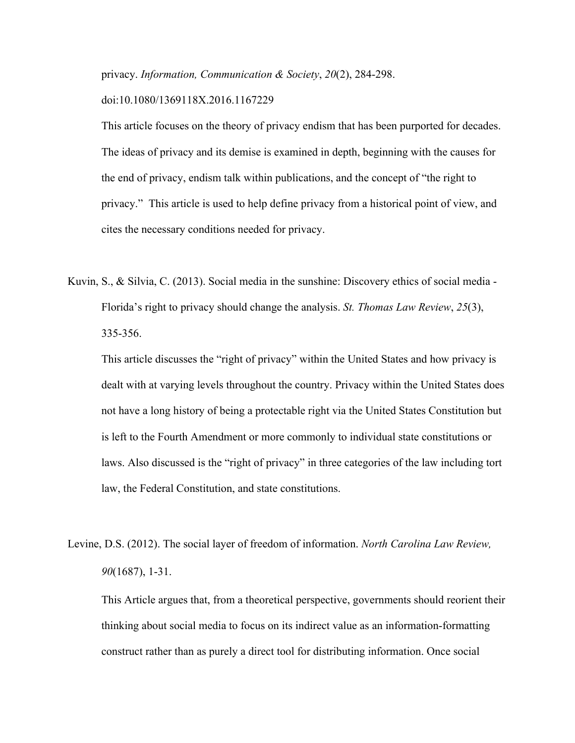privacy. *Information, Communication & Society*, *20*(2), 284-298. doi:10.1080/1369118X.2016.1167229

This article focuses on the theory of privacy endism that has been purported for decades. The ideas of privacy and its demise is examined in depth, beginning with the causes for the end of privacy, endism talk within publications, and the concept of "the right to privacy."  This article is used to help define privacy from a historical point of view, and cites the necessary conditions needed for privacy.

Kuvin, S., & Silvia, C. (2013). Social media in the sunshine: Discovery ethics of social media - Florida's right to privacy should change the analysis. *St. Thomas Law Review*, *25*(3), 335-356.

This article discusses the "right of privacy" within the United States and how privacy is dealt with at varying levels throughout the country. Privacy within the United States does not have a long history of being a protectable right via the United States Constitution but is left to the Fourth Amendment or more commonly to individual state constitutions or laws. Also discussed is the "right of privacy" in three categories of the law including tort law, the Federal Constitution, and state constitutions.

Levine, D.S. (2012). The social layer of freedom of information. *North Carolina Law Review, 90*(1687), 1-31.

This Article argues that, from a theoretical perspective, governments should reorient their thinking about social media to focus on its indirect value as an information-formatting construct rather than as purely a direct tool for distributing information. Once social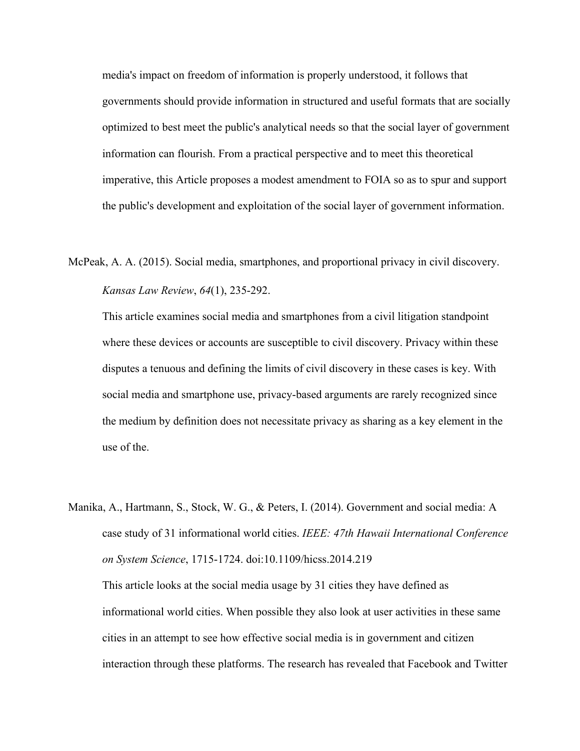media's impact on freedom of information is properly understood, it follows that governments should provide information in structured and useful formats that are socially optimized to best meet the public's analytical needs so that the social layer of government information can flourish. From a practical perspective and to meet this theoretical imperative, this Article proposes a modest amendment to FOIA so as to spur and support the public's development and exploitation of the social layer of government information.

McPeak, A. A. (2015). Social media, smartphones, and proportional privacy in civil discovery. *Kansas Law Review*, *64*(1), 235-292.

This article examines social media and smartphones from a civil litigation standpoint where these devices or accounts are susceptible to civil discovery. Privacy within these disputes a tenuous and defining the limits of civil discovery in these cases is key. With social media and smartphone use, privacy-based arguments are rarely recognized since the medium by definition does not necessitate privacy as sharing as a key element in the use of the.

Manika, A., Hartmann, S., Stock, W. G., & Peters, I. (2014). Government and social media: A case study of 31 informational world cities. *IEEE: 47th Hawaii International Conference on System Science*, 1715-1724. doi:10.1109/hicss.2014.219

This article looks at the social media usage by 31 cities they have defined as informational world cities. When possible they also look at user activities in these same cities in an attempt to see how effective social media is in government and citizen interaction through these platforms. The research has revealed that Facebook and Twitter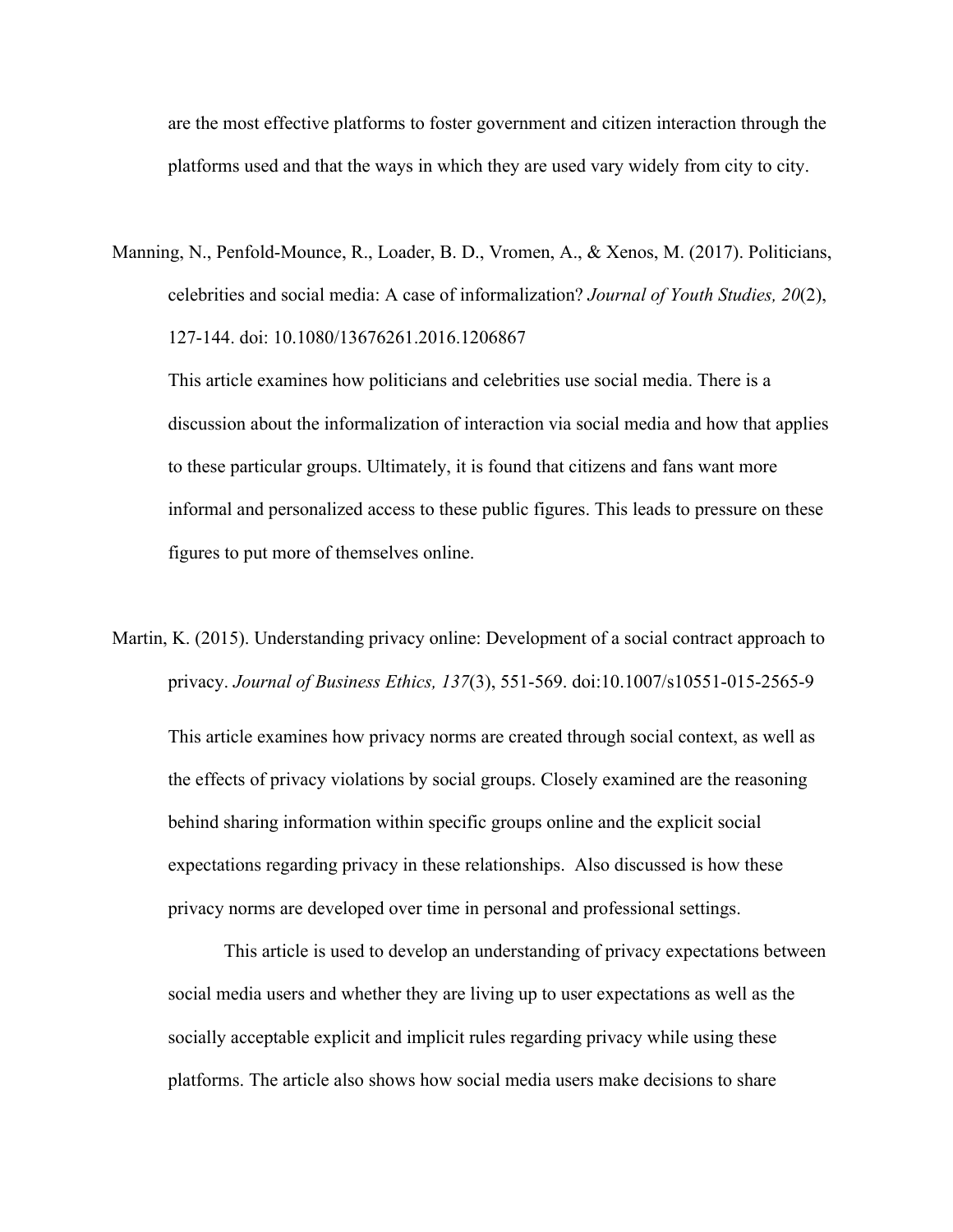are the most effective platforms to foster government and citizen interaction through the platforms used and that the ways in which they are used vary widely from city to city.

Manning, N., Penfold-Mounce, R., Loader, B. D., Vromen, A., & Xenos, M. (2017). Politicians, celebrities and social media: A case of informalization? *Journal of Youth Studies, 20*(2), 127-144. doi: 10.1080/13676261.2016.1206867

This article examines how politicians and celebrities use social media. There is a discussion about the informalization of interaction via social media and how that applies to these particular groups. Ultimately, it is found that citizens and fans want more informal and personalized access to these public figures. This leads to pressure on these figures to put more of themselves online.

Martin, K. (2015). Understanding privacy online: Development of a social contract approach to privacy. *Journal of Business Ethics, 137*(3), 551-569. doi:10.1007/s10551-015-2565-9

This article examines how privacy norms are created through social context, as well as the effects of privacy violations by social groups. Closely examined are the reasoning behind sharing information within specific groups online and the explicit social expectations regarding privacy in these relationships. Also discussed is how these privacy norms are developed over time in personal and professional settings.

This article is used to develop an understanding of privacy expectations between social media users and whether they are living up to user expectations as well as the socially acceptable explicit and implicit rules regarding privacy while using these platforms. The article also shows how social media users make decisions to share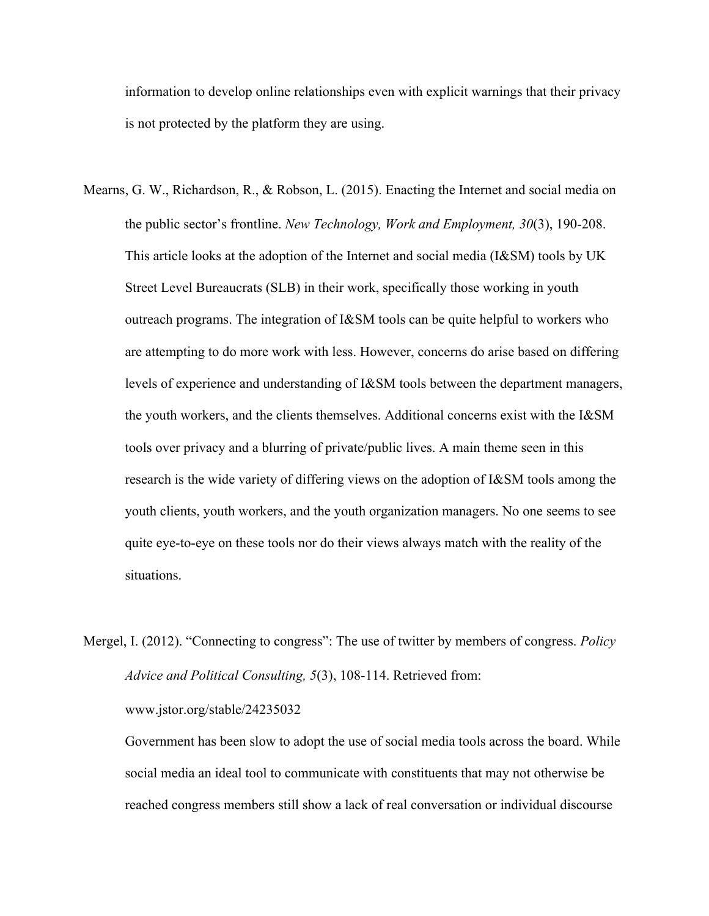information to develop online relationships even with explicit warnings that their privacy is not protected by the platform they are using.

Mearns, G. W., Richardson, R., & Robson, L. (2015). Enacting the Internet and social media on the public sector's frontline. *New Technology, Work and Employment, 30*(3), 190-208. This article looks at the adoption of the Internet and social media (I&SM) tools by UK Street Level Bureaucrats (SLB) in their work, specifically those working in youth outreach programs. The integration of I&SM tools can be quite helpful to workers who are attempting to do more work with less. However, concerns do arise based on differing levels of experience and understanding of I&SM tools between the department managers, the youth workers, and the clients themselves. Additional concerns exist with the I&SM tools over privacy and a blurring of private/public lives. A main theme seen in this research is the wide variety of differing views on the adoption of I&SM tools among the youth clients, youth workers, and the youth organization managers. No one seems to see quite eye-to-eye on these tools nor do their views always match with the reality of the situations.

Mergel, I. (2012). "Connecting to congress": The use of twitter by members of congress. *Policy Advice and Political Consulting, 5*(3), 108-114. Retrieved from: www.jstor.org/stable/24235032

Government has been slow to adopt the use of social media tools across the board. While social media an ideal tool to communicate with constituents that may not otherwise be reached congress members still show a lack of real conversation or individual discourse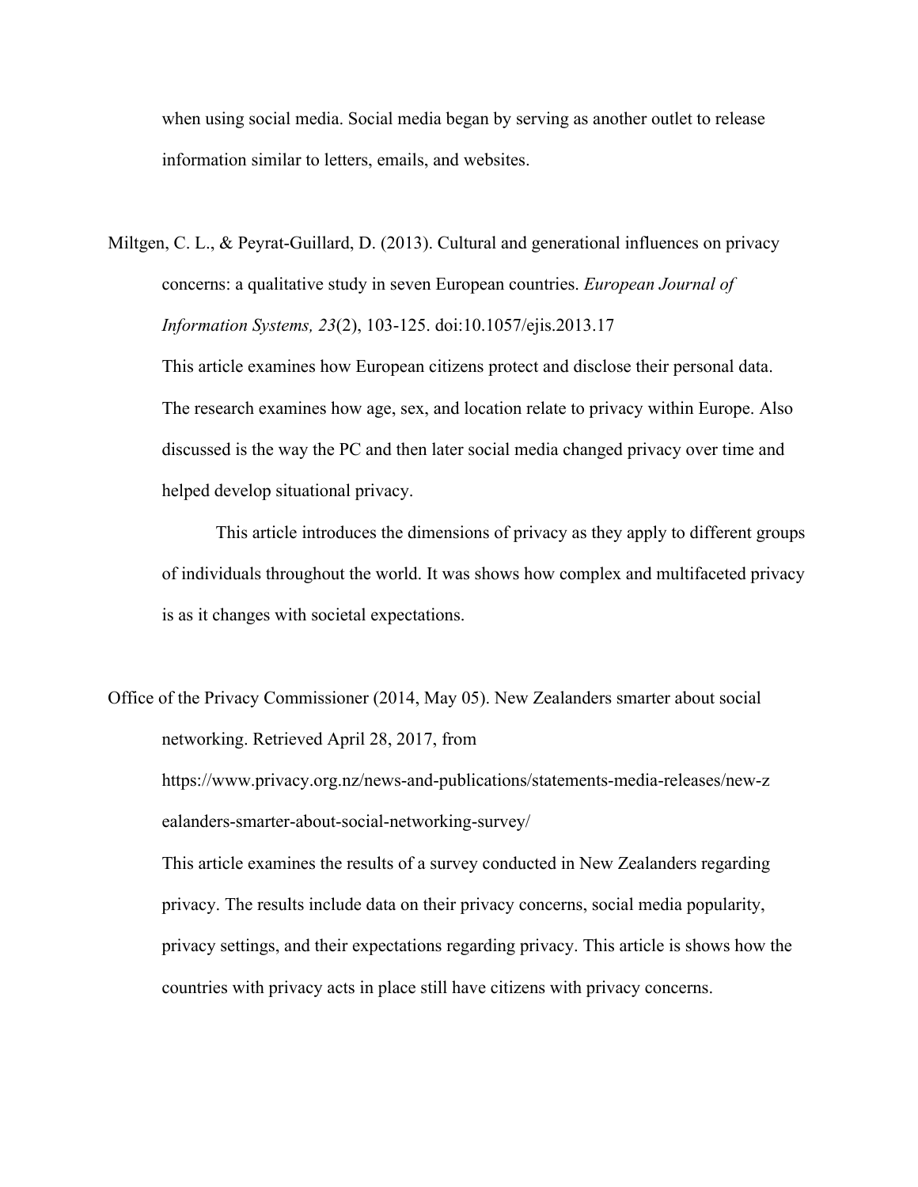when using social media. Social media began by serving as another outlet to release information similar to letters, emails, and websites.

Miltgen, C. L., & Peyrat-Guillard, D. (2013). Cultural and generational influences on privacy concerns: a qualitative study in seven European countries. *European Journal of Information Systems, 23*(2), 103-125. doi:10.1057/ejis.2013.17

This article examines how European citizens protect and disclose their personal data. The research examines how age, sex, and location relate to privacy within Europe. Also discussed is the way the PC and then later social media changed privacy over time and helped develop situational privacy.

This article introduces the dimensions of privacy as they apply to different groups of individuals throughout the world. It was shows how complex and multifaceted privacy is as it changes with societal expectations.

Office of the Privacy Commissioner (2014, May 05). New Zealanders smarter about social networking. Retrieved April 28, 2017, from https://www.privacy.org.nz/news-and-publications/statements-media-releases/new-zealanders-smarter-about-social-networking-survey/

This article examines the results of a survey conducted in New Zealanders regarding privacy. The results include data on their privacy concerns, social media popularity, privacy settings, and their expectations regarding privacy. This article is shows how the countries with privacy acts in place still have citizens with privacy concerns.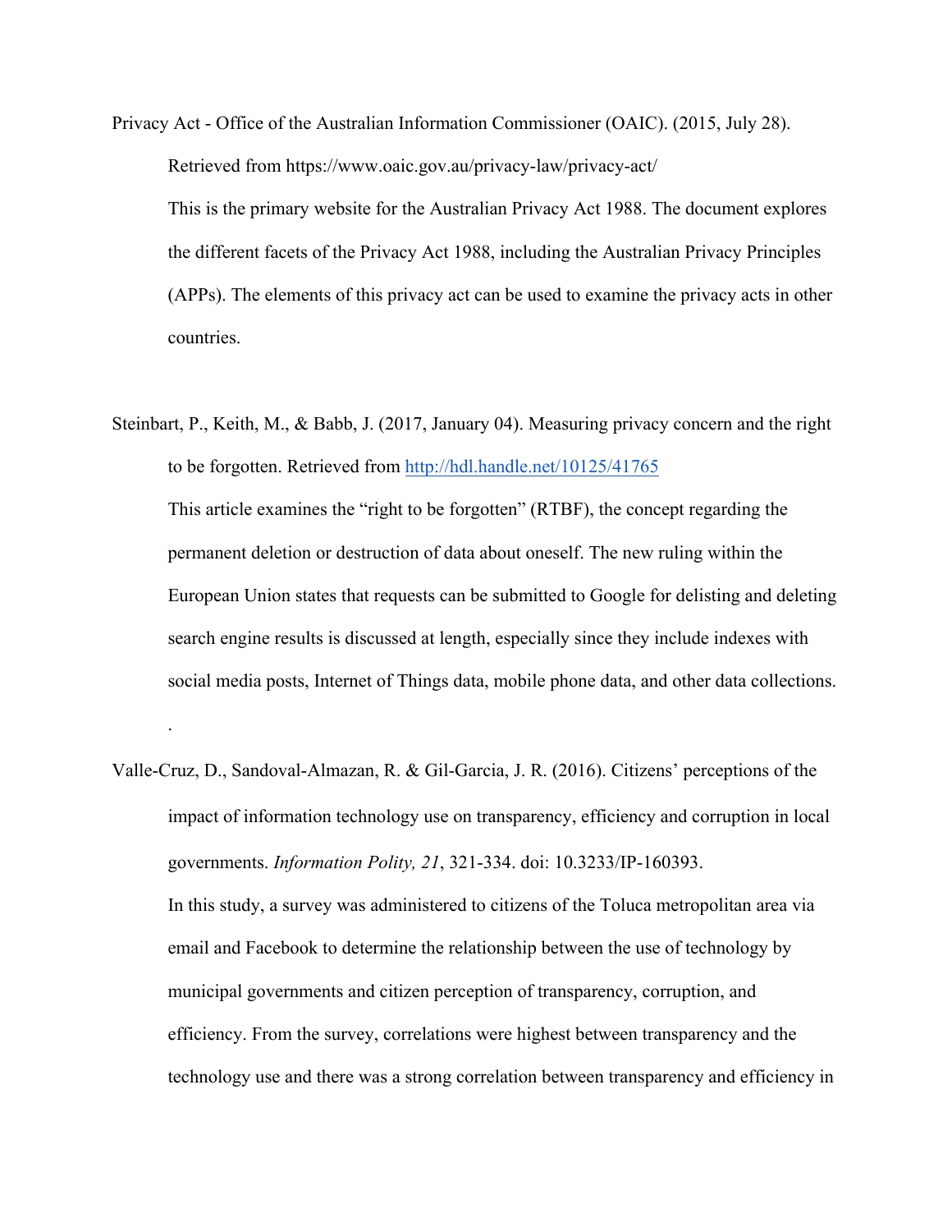Privacy Act - Office of the Australian Information Commissioner (OAIC). (2015, July 28). Retrieved from https://www.oaic.gov.au/privacy-law/privacy-act/

This is the primary website for the Australian Privacy Act 1988. The document explores the different facets of the Privacy Act 1988, including the Australian Privacy Principles (APPs). The elements of this privacy act can be used to examine the privacy acts in other countries.

Steinbart, P., Keith, M., & Babb, J. (2017, January 04). Measuring privacy concern and the right to be forgotten. Retrieved from http://hdl.handle.net/10125/41765

This article examines the "right to be forgotten" (RTBF), the concept regarding the permanent deletion or destruction of data about oneself. The new ruling within the European Union states that requests can be submitted to Google for delisting and deleting search engine results is discussed at length, especially since they include indexes with social media posts, Internet of Things data, mobile phone data, and other data collections.

.

Valle-Cruz, D., Sandoval-Almazan, R. & Gil-Garcia, J. R. (2016). Citizens' perceptions of the impact of information technology use on transparency, efficiency and corruption in local governments. *Information Polity, 21*, 321-334. doi: 10.3233/IP-160393.

In this study, a survey was administered to citizens of the Toluca metropolitan area via email and Facebook to determine the relationship between the use of technology by municipal governments and citizen perception of transparency, corruption, and efficiency. From the survey, correlations were highest between transparency and the technology use and there was a strong correlation between transparency and efficiency in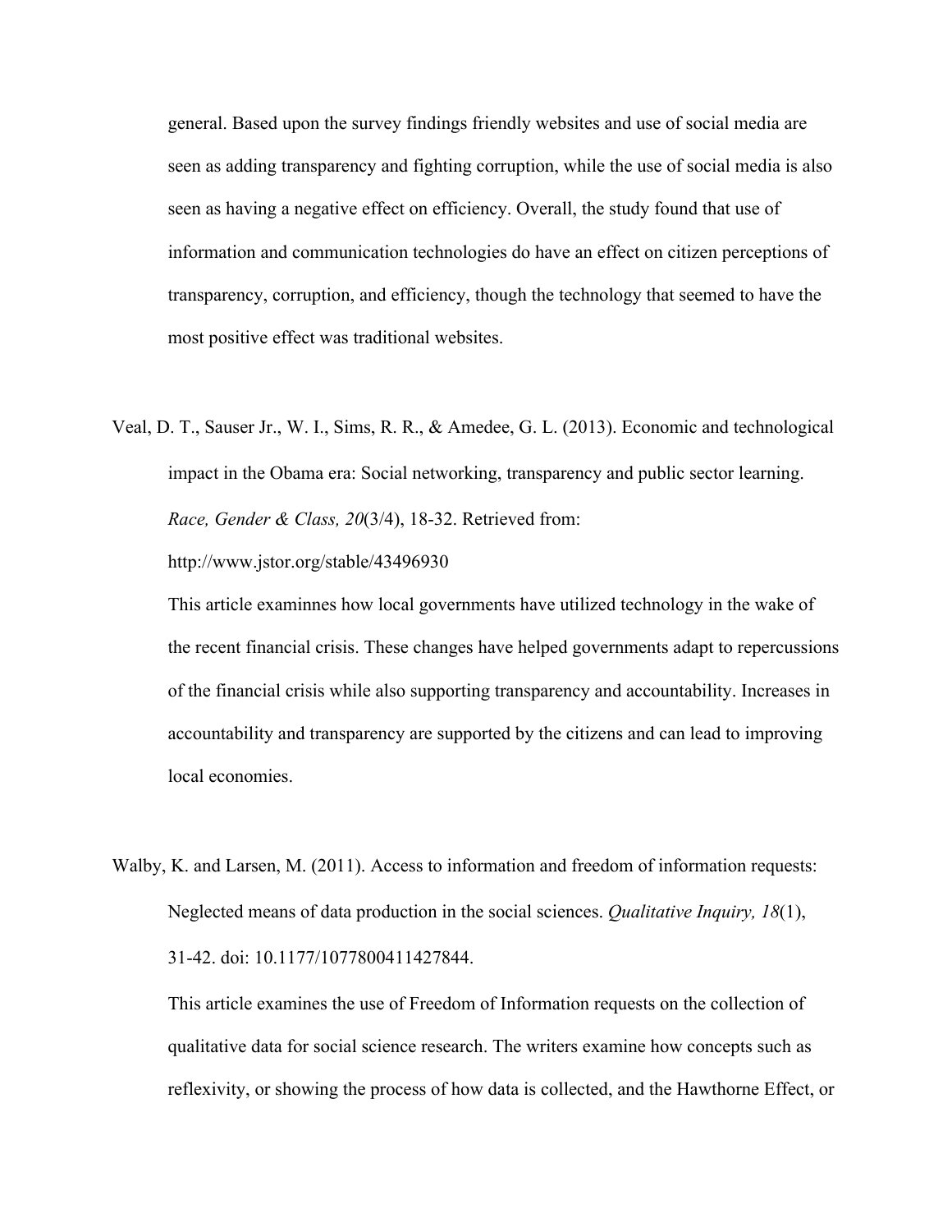general. Based upon the survey findings friendly websites and use of social media are seen as adding transparency and fighting corruption, while the use of social media is also seen as having a negative effect on efficiency. Overall, the study found that use of information and communication technologies do have an effect on citizen perceptions of transparency, corruption, and efficiency, though the technology that seemed to have the most positive effect was traditional websites.

Veal, D. T., Sauser Jr., W. I., Sims, R. R., & Amedee, G. L. (2013). Economic and technological impact in the Obama era: Social networking, transparency and public sector learning. *Race, Gender & Class, 20*(3/4), 18-32. Retrieved from: http://www.jstor.org/stable/43496930

This article examinnes how local governments have utilized technology in the wake of the recent financial crisis. These changes have helped governments adapt to repercussions of the financial crisis while also supporting transparency and accountability. Increases in accountability and transparency are supported by the citizens and can lead to improving local economies.

Walby, K. and Larsen, M. (2011). Access to information and freedom of information requests: Neglected means of data production in the social sciences. *Qualitative Inquiry, 18*(1), 31-42. doi: 10.1177/1077800411427844.

This article examines the use of Freedom of Information requests on the collection of qualitative data for social science research. The writers examine how concepts such as reflexivity, or showing the process of how data is collected, and the Hawthorne Effect, or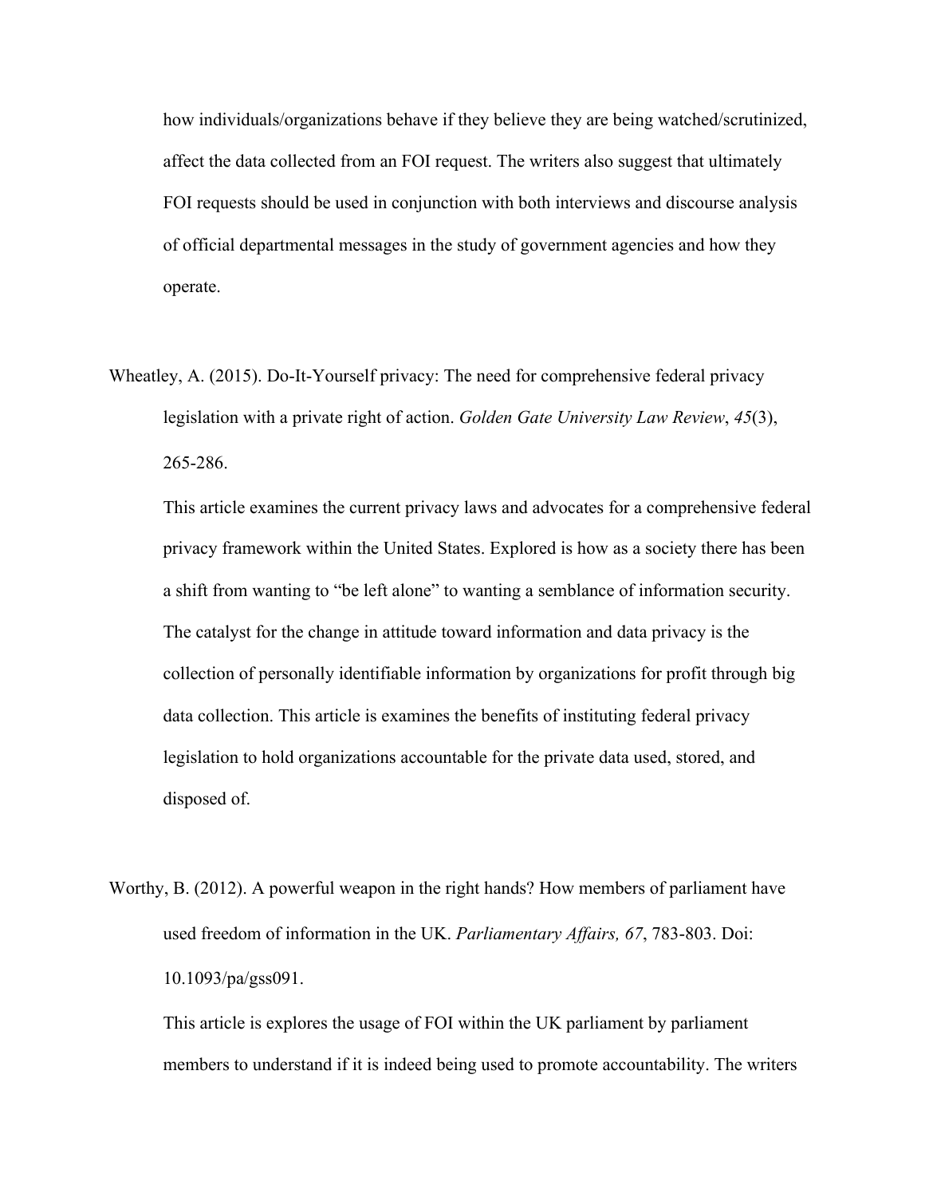how individuals/organizations behave if they believe they are being watched/scrutinized, affect the data collected from an FOI request. The writers also suggest that ultimately FOI requests should be used in conjunction with both interviews and discourse analysis of official departmental messages in the study of government agencies and how they operate.

Wheatley, A. (2015). Do-It-Yourself privacy: The need for comprehensive federal privacy legislation with a private right of action. *Golden Gate University Law Review*, *45*(3), 265-286.

This article examines the current privacy laws and advocates for a comprehensive federal privacy framework within the United States. Explored is how as a society there has been a shift from wanting to "be left alone" to wanting a semblance of information security. The catalyst for the change in attitude toward information and data privacy is the collection of personally identifiable information by organizations for profit through big data collection. This article is examines the benefits of instituting federal privacy legislation to hold organizations accountable for the private data used, stored, and disposed of.

Worthy, B. (2012). A powerful weapon in the right hands? How members of parliament have used freedom of information in the UK. *Parliamentary Affairs, 67*, 783-803. Doi: 10.1093/pa/gss091.

This article is explores the usage of FOI within the UK parliament by parliament members to understand if it is indeed being used to promote accountability. The writers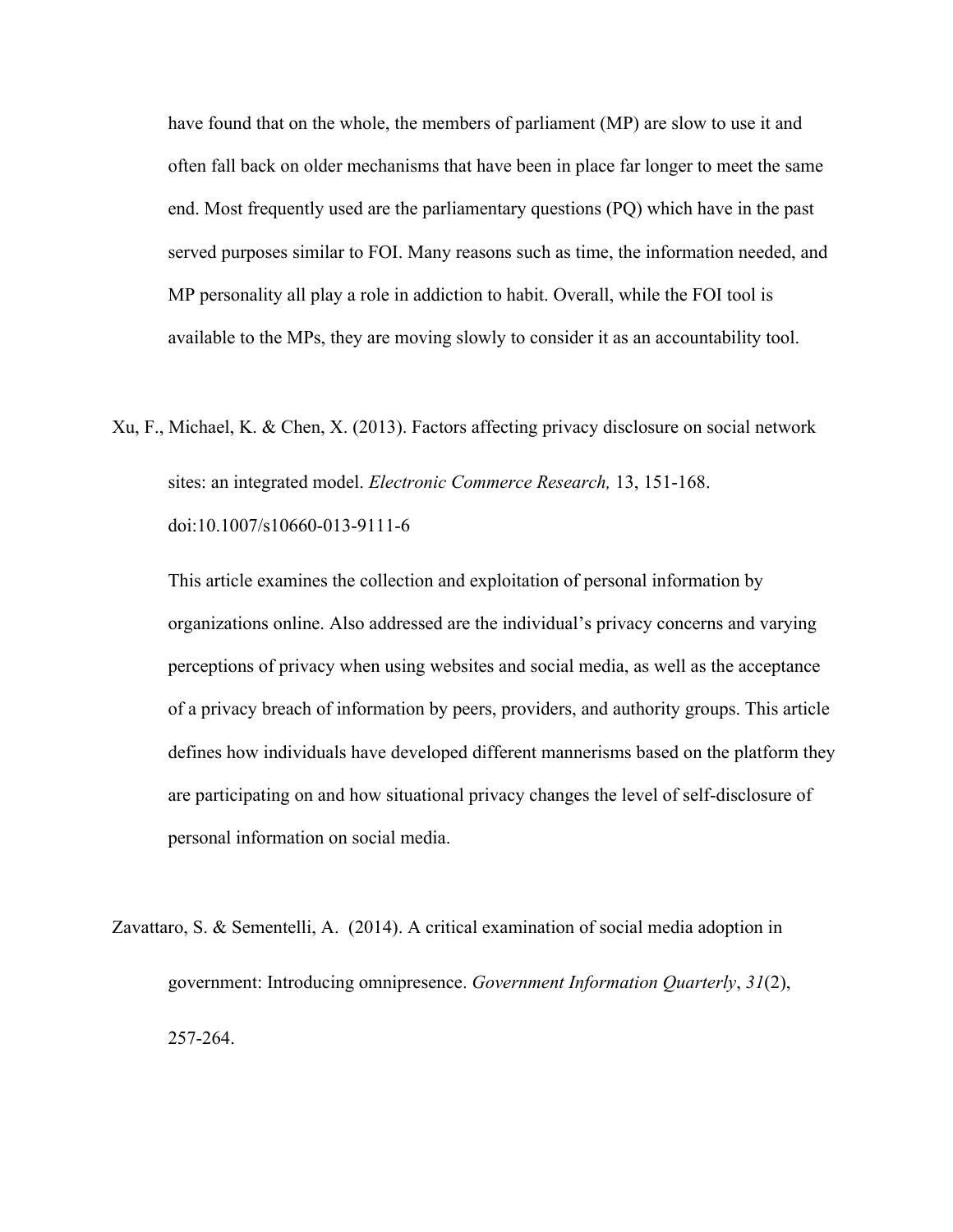have found that on the whole, the members of parliament (MP) are slow to use it and often fall back on older mechanisms that have been in place far longer to meet the same end. Most frequently used are the parliamentary questions (PQ) which have in the past served purposes similar to FOI. Many reasons such as time, the information needed, and MP personality all play a role in addiction to habit. Overall, while the FOI tool is available to the MPs, they are moving slowly to consider it as an accountability tool.

Xu, F., Michael, K. & Chen, X. (2013). Factors affecting privacy disclosure on social network sites: an integrated model. *Electronic Commerce Research,* 13, 151-168. doi:10.1007/s10660-013-9111-6

This article examines the collection and exploitation of personal information by organizations online. Also addressed are the individual's privacy concerns and varying perceptions of privacy when using websites and social media, as well as the acceptance of a privacy breach of information by peers, providers, and authority groups. This article defines how individuals have developed different mannerisms based on the platform they are participating on and how situational privacy changes the level of self-disclosure of personal information on social media.

Zavattaro, S. & Sementelli, A. (2014). A critical examination of social media adoption in government: Introducing omnipresence. *Government Information Quarterly*, *31*(2), 257-264.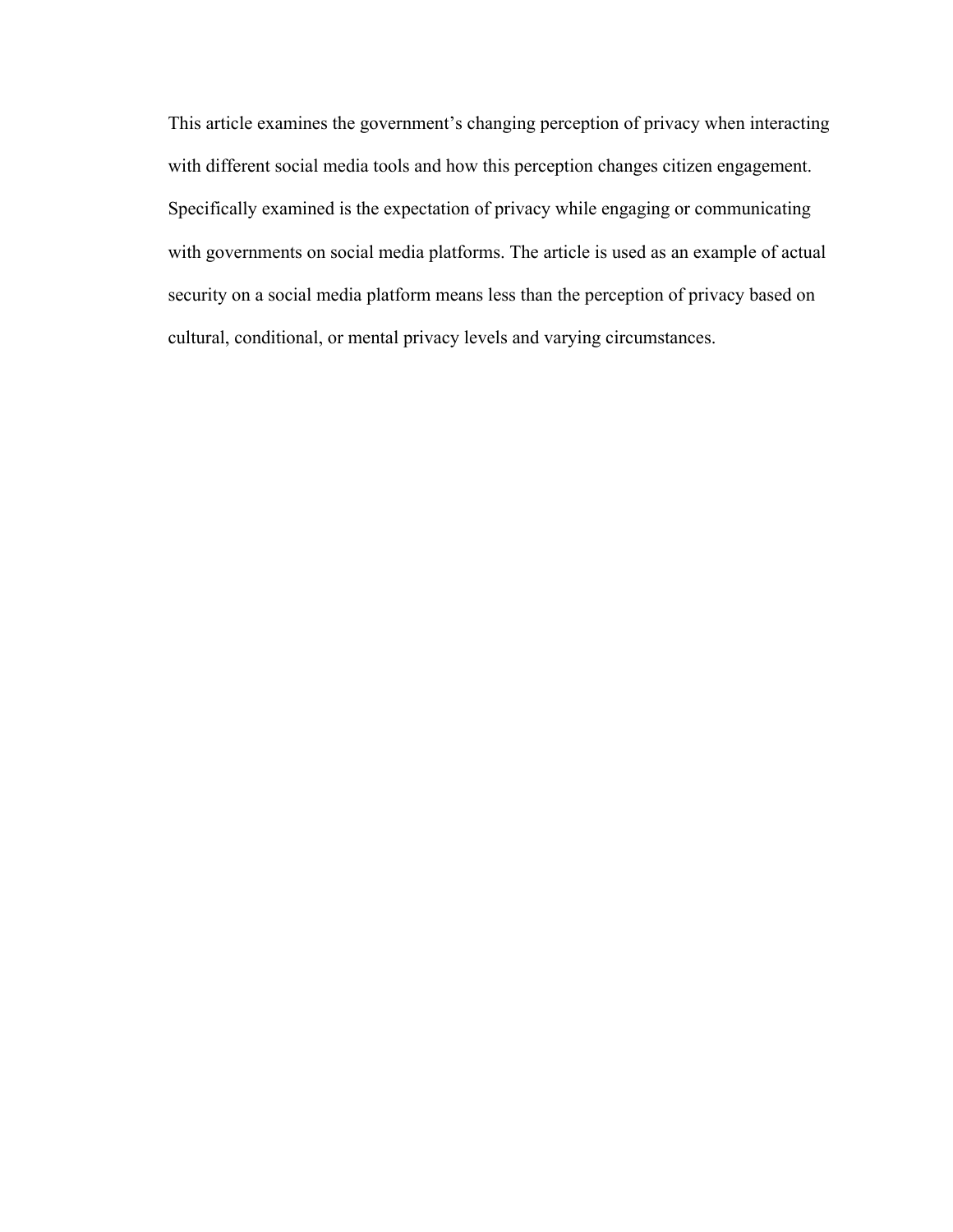This article examines the government's changing perception of privacy when interacting with different social media tools and how this perception changes citizen engagement. Specifically examined is the expectation of privacy while engaging or communicating with governments on social media platforms. The article is used as an example of actual security on a social media platform means less than the perception of privacy based on cultural, conditional, or mental privacy levels and varying circumstances.